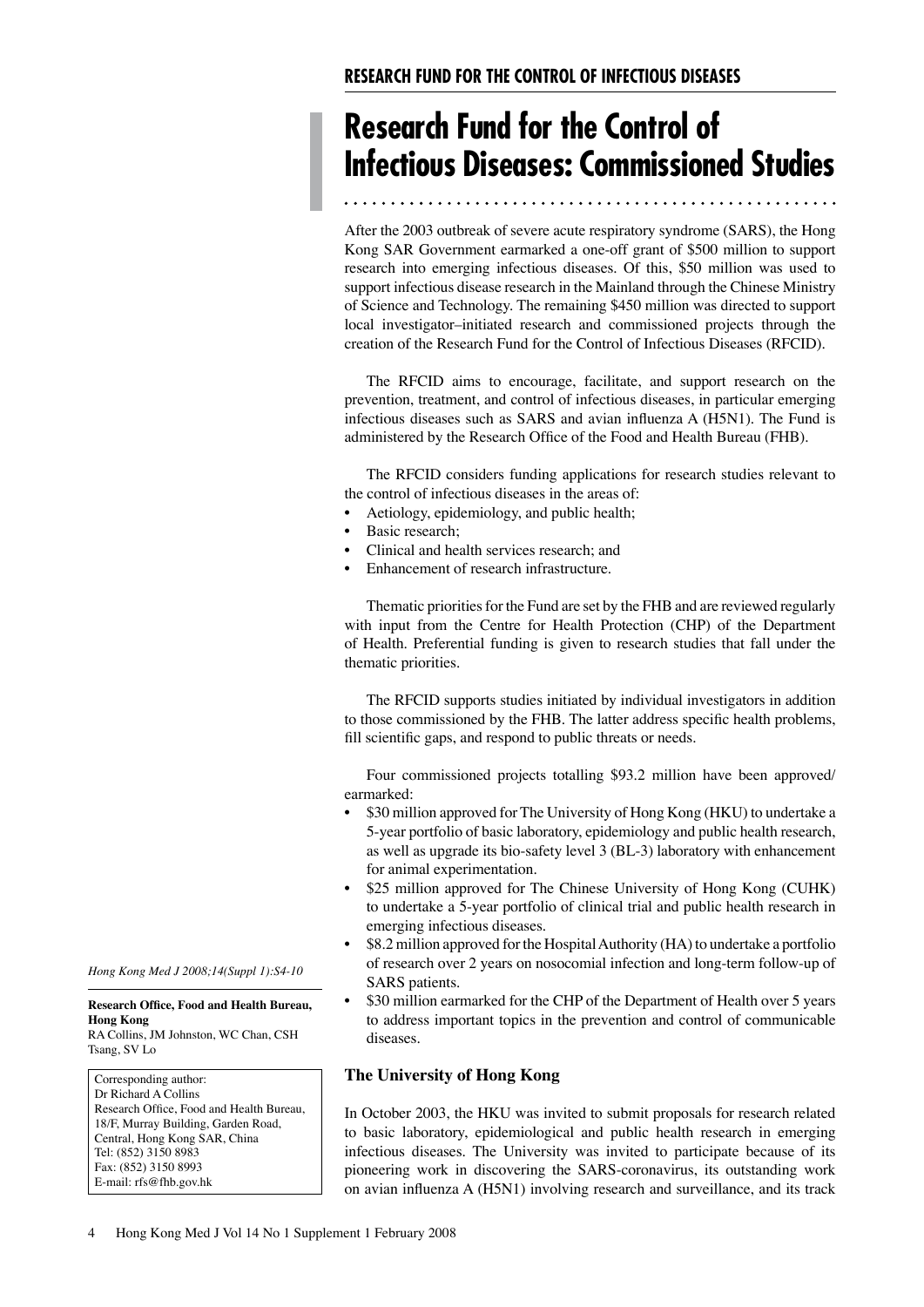# Research Fund for the Control of Infectious Diseases: Commissioned Studies

After the 2003 outbreak of severe acute respiratory syndrome (SARS), the Hong Kong SAR Government earmarked a one-off grant of $500 million to support research into emerging infectious diseases. Of this, $50 million was used to support infectious disease research in the Mainland through the Chinese Ministry of Science and Technology. The remaining $450 million was directed to support local investigator–initiated research and commissioned projects through the creation of the Research Fund for the Control of Infectious Diseases (RFCID).

The RFCID aims to encourage, facilitate, and support research on the prevention, treatment, and control of infectious diseases, in particular emerging infectious diseases such as SARS and avian influenza A (H5N1). The Fund is administered by the Research Office of the Food and Health Bureau (FHB).

The RFCID considers funding applications for research studies relevant to the control of infectious diseases in the areas of:

- Aetiology, epidemiology, and public health;
- Basic research;
- Clinical and health services research; and
- Enhancement of research infrastructure.

Thematic priorities for the Fund are set by the FHB and are reviewed regularly with input from the Centre for Health Protection (CHP) of the Department of Health. Preferential funding is given to research studies that fall under the thematic priorities.

The RFCID supports studies initiated by individual investigators in addition to those commissioned by the FHB. The latter address specific health problems, fill scientific gaps, and respond to public threats or needs.

Four commissioned projects totalling $93.2 million have been approved/earmarked:

- $30 million approved for The University of Hong Kong (HKU) to undertake a 5-year portfolio of basic laboratory, epidemiology and public health research, as well as upgrade its bio-safety level 3 (BL-3) laboratory with enhancement for animal experimentation.
- $25 million approved for The Chinese University of Hong Kong (CUHK) to undertake a 5-year portfolio of clinical trial and public health research in emerging infectious diseases.
- $8.2 million approved for the Hospital Authority (HA) to undertake a portfolio of research over 2 years on nosocomial infection and long-term follow-up of SARS patients.
- $30 million earmarked for the CHP of the Department of Health over 5 years to address important topics in the prevention and control of communicable diseases.

*Hong Kong Med J 2008;14(Suppl 1):S4-10*

**Research Office, Food and Health Bureau, Hong Kong**
RA Collins, JM Johnston, WC Chan, CSH Tsang, SV Lo

Corresponding author:
Dr Richard A Collins
Research Office, Food and Health Bureau,
18/F, Murray Building, Garden Road,
Central, Hong Kong SAR, China
Tel: (852) 3150 8983
Fax: (852) 3150 8993
E-mail: rfs@fhb.gov.hk

### The University of Hong Kong

In October 2003, the HKU was invited to submit proposals for research related to basic laboratory, epidemiological and public health research in emerging infectious diseases. The University was invited to participate because of its pioneering work in discovering the SARS-coronavirus, its outstanding work on avian influenza A (H5N1) involving research and surveillance, and its track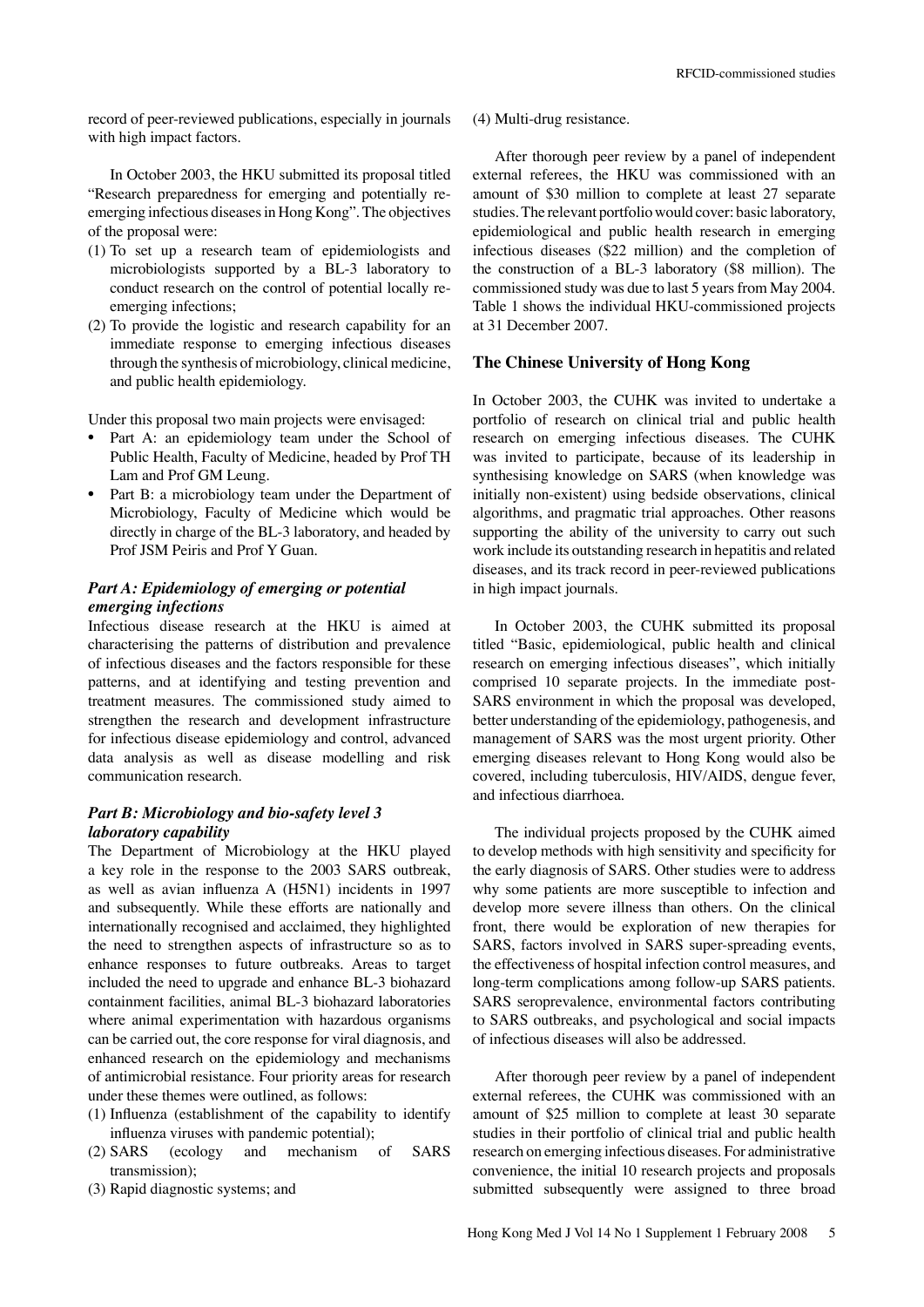record of peer-reviewed publications, especially in journals with high impact factors.

In October 2003, the HKU submitted its proposal titled "Research preparedness for emerging and potentially re-emerging infectious diseases in Hong Kong". The objectives of the proposal were:

(1) To set up a research team of epidemiologists and microbiologists supported by a BL-3 laboratory to conduct research on the control of potential locally re-emerging infections;
(2) To provide the logistic and research capability for an immediate response to emerging infectious diseases through the synthesis of microbiology, clinical medicine, and public health epidemiology.

Under this proposal two main projects were envisaged:

- Part A: an epidemiology team under the School of Public Health, Faculty of Medicine, headed by Prof TH Lam and Prof GM Leung.
- Part B: a microbiology team under the Department of Microbiology, Faculty of Medicine which would be directly in charge of the BL-3 laboratory, and headed by Prof JSM Peiris and Prof Y Guan.

### *Part A: Epidemiology of emerging or potential emerging infections*

Infectious disease research at the HKU is aimed at characterising the patterns of distribution and prevalence of infectious diseases and the factors responsible for these patterns, and at identifying and testing prevention and treatment measures. The commissioned study aimed to strengthen the research and development infrastructure for infectious disease epidemiology and control, advanced data analysis as well as disease modelling and risk communication research.

### *Part B: Microbiology and bio-safety level 3 laboratory capability*

The Department of Microbiology at the HKU played a key role in the response to the 2003 SARS outbreak, as well as avian influenza A (H5N1) incidents in 1997 and subsequently. While these efforts are nationally and internationally recognised and acclaimed, they highlighted the need to strengthen aspects of infrastructure so as to enhance responses to future outbreaks. Areas to target included the need to upgrade and enhance BL-3 biohazard containment facilities, animal BL-3 biohazard laboratories where animal experimentation with hazardous organisms can be carried out, the core response for viral diagnosis, and enhanced research on the epidemiology and mechanisms of antimicrobial resistance. Four priority areas for research under these themes were outlined, as follows:

(1) Influenza (establishment of the capability to identify influenza viruses with pandemic potential);
(2) SARS (ecology and mechanism of SARS transmission);
(3) Rapid diagnostic systems; and
(4) Multi-drug resistance.

After thorough peer review by a panel of independent external referees, the HKU was commissioned with an amount of $30 million to complete at least 27 separate studies. The relevant portfolio would cover: basic laboratory, epidemiological and public health research in emerging infectious diseases ($22 million) and the completion of the construction of a BL-3 laboratory ($8 million). The commissioned study was due to last 5 years from May 2004. Table 1 shows the individual HKU-commissioned projects at 31 December 2007.

## The Chinese University of Hong Kong

In October 2003, the CUHK was invited to undertake a portfolio of research on clinical trial and public health research on emerging infectious diseases. The CUHK was invited to participate, because of its leadership in synthesising knowledge on SARS (when knowledge was initially non-existent) using bedside observations, clinical algorithms, and pragmatic trial approaches. Other reasons supporting the ability of the university to carry out such work include its outstanding research in hepatitis and related diseases, and its track record in peer-reviewed publications in high impact journals.

In October 2003, the CUHK submitted its proposal titled "Basic, epidemiological, public health and clinical research on emerging infectious diseases", which initially comprised 10 separate projects. In the immediate post-SARS environment in which the proposal was developed, better understanding of the epidemiology, pathogenesis, and management of SARS was the most urgent priority. Other emerging diseases relevant to Hong Kong would also be covered, including tuberculosis, HIV/AIDS, dengue fever, and infectious diarrhoea.

The individual projects proposed by the CUHK aimed to develop methods with high sensitivity and specificity for the early diagnosis of SARS. Other studies were to address why some patients are more susceptible to infection and develop more severe illness than others. On the clinical front, there would be exploration of new therapies for SARS, factors involved in SARS super-spreading events, the effectiveness of hospital infection control measures, and long-term complications among follow-up SARS patients. SARS seroprevalence, environmental factors contributing to SARS outbreaks, and psychological and social impacts of infectious diseases will also be addressed.

After thorough peer review by a panel of independent external referees, the CUHK was commissioned with an amount of $25 million to complete at least 30 separate studies in their portfolio of clinical trial and public health research on emerging infectious diseases. For administrative convenience, the initial 10 research projects and proposals submitted subsequently were assigned to three broad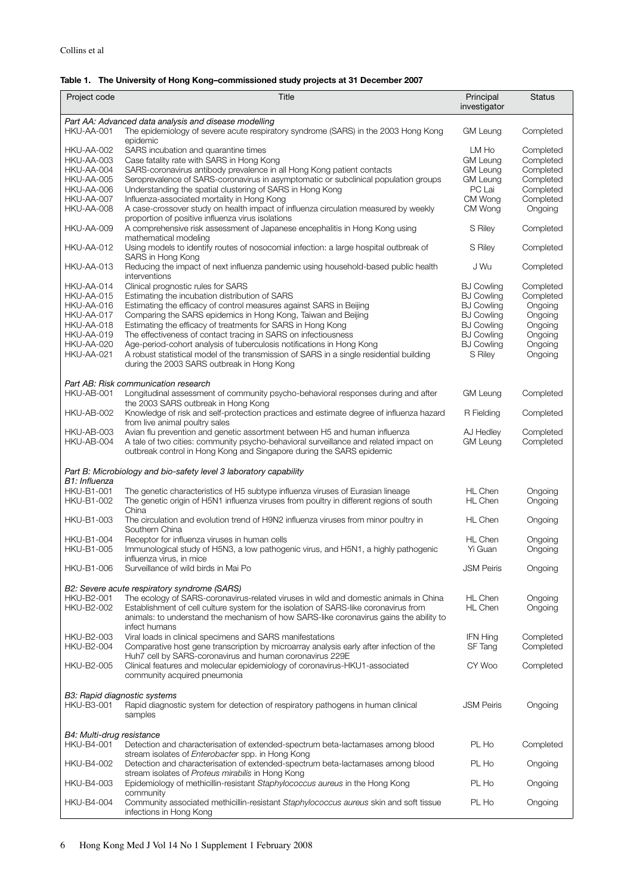**Table 1. The University of Hong Kong–commissioned study projects at 31 December 2007**

| Project code | Title | Principal investigator | Status |
|---|---|---|---|
| *Part AA: Advanced data analysis and disease modelling* | | | |
| HKU-AA-001 | The epidemiology of severe acute respiratory syndrome (SARS) in the 2003 Hong Kong epidemic | GM Leung | Completed |
| HKU-AA-002 | SARS incubation and quarantine times | LM Ho | Completed |
| HKU-AA-003 | Case fatality rate with SARS in Hong Kong | GM Leung | Completed |
| HKU-AA-004 | SARS-coronavirus antibody prevalence in all Hong Kong patient contacts | GM Leung | Completed |
| HKU-AA-005 | Seroprevalence of SARS-coronavirus in asymptomatic or subclinical population groups | GM Leung | Completed |
| HKU-AA-006 | Understanding the spatial clustering of SARS in Hong Kong | PC Lai | Completed |
| HKU-AA-007 | Influenza-associated mortality in Hong Kong | CM Wong | Completed |
| HKU-AA-008 | A case-crossover study on health impact of influenza circulation measured by weekly proportion of positive influenza virus isolations | CM Wong | Ongoing |
| HKU-AA-009 | A comprehensive risk assessment of Japanese encephalitis in Hong Kong using mathematical modeling | S Riley | Completed |
| HKU-AA-012 | Using models to identify routes of nosocomial infection: a large hospital outbreak of SARS in Hong Kong | S Riley | Completed |
| HKU-AA-013 | Reducing the impact of next influenza pandemic using household-based public health interventions | J Wu | Completed |
| HKU-AA-014 | Clinical prognostic rules for SARS | BJ Cowling | Completed |
| HKU-AA-015 | Estimating the incubation distribution of SARS | BJ Cowling | Completed |
| HKU-AA-016 | Estimating the efficacy of control measures against SARS in Beijing | BJ Cowling | Ongoing |
| HKU-AA-017 | Comparing the SARS epidemics in Hong Kong, Taiwan and Beijing | BJ Cowling | Ongoing |
| HKU-AA-018 | Estimating the efficacy of treatments for SARS in Hong Kong | BJ Cowling | Ongoing |
| HKU-AA-019 | The effectiveness of contact tracing in SARS on infectiousness | BJ Cowling | Ongoing |
| HKU-AA-020 | Age-period-cohort analysis of tuberculosis notifications in Hong Kong | BJ Cowling | Ongoing |
| HKU-AA-021 | A robust statistical model of the transmission of SARS in a single residential building during the 2003 SARS outbreak in Hong Kong | S Riley | Ongoing |
| *Part AB: Risk communication research* | | | |
| HKU-AB-001 | Longitudinal assessment of community psycho-behavioral responses during and after the 2003 SARS outbreak in Hong Kong | GM Leung | Completed |
| HKU-AB-002 | Knowledge of risk and self-protection practices and estimate degree of influenza hazard from live animal poultry sales | R Fielding | Completed |
| HKU-AB-003 | Avian flu prevention and genetic assortment between H5 and human influenza | AJ Hedley | Completed |
| HKU-AB-004 | A tale of two cities: community psycho-behavioral surveillance and related impact on outbreak control in Hong Kong and Singapore during the SARS epidemic | GM Leung | Completed |
| *Part B: Microbiology and bio-safety level 3 laboratory capability* | | | |
| *B1: Influenza* | | | |
| HKU-B1-001 | The genetic characteristics of H5 subtype influenza viruses of Eurasian lineage | HL Chen | Ongoing |
| HKU-B1-002 | The genetic origin of H5N1 influenza viruses from poultry in different regions of south China | HL Chen | Ongoing |
| HKU-B1-003 | The circulation and evolution trend of H9N2 influenza viruses from minor poultry in Southern China | HL Chen | Ongoing |
| HKU-B1-004 | Receptor for influenza viruses in human cells | HL Chen | Ongoing |
| HKU-B1-005 | Immunological study of H5N3, a low pathogenic virus, and H5N1, a highly pathogenic influenza virus, in mice | Yi Guan | Ongoing |
| HKU-B1-006 | Surveillance of wild birds in Mai Po | JSM Peiris | Ongoing |
| *B2: Severe acute respiratory syndrome (SARS)* | | | |
| HKU-B2-001 | The ecology of SARS-coronavirus-related viruses in wild and domestic animals in China | HL Chen | Ongoing |
| HKU-B2-002 | Establishment of cell culture system for the isolation of SARS-like coronavirus from animals: to understand the mechanism of how SARS-like coronavirus gains the ability to infect humans | HL Chen | Ongoing |
| HKU-B2-003 | Viral loads in clinical specimens and SARS manifestations | IFN Hing | Completed |
| HKU-B2-004 | Comparative host gene transcription by microarray analysis early after infection of the Huh7 cell by SARS-coronavirus and human coronavirus 229E | SF Tang | Completed |
| HKU-B2-005 | Clinical features and molecular epidemiology of coronavirus-HKU1-associated community acquired pneumonia | CY Woo | Completed |
| *B3: Rapid diagnostic systems* | | | |
| HKU-B3-001 | Rapid diagnostic system for detection of respiratory pathogens in human clinical samples | JSM Peiris | Ongoing |
| *B4: Multi-drug resistance* | | | |
| HKU-B4-001 | Detection and characterisation of extended-spectrum beta-lactamases among blood stream isolates of *Enterobacter* spp. in Hong Kong | PL Ho | Completed |
| HKU-B4-002 | Detection and characterisation of extended-spectrum beta-lactamases among blood stream isolates of *Proteus mirabilis* in Hong Kong | PL Ho | Ongoing |
| HKU-B4-003 | Epidemiology of methicillin-resistant *Staphylococcus aureus* in the Hong Kong community | PL Ho | Ongoing |
| HKU-B4-004 | Community associated methicillin-resistant *Staphylococcus aureus* skin and soft tissue infections in Hong Kong | PL Ho | Ongoing |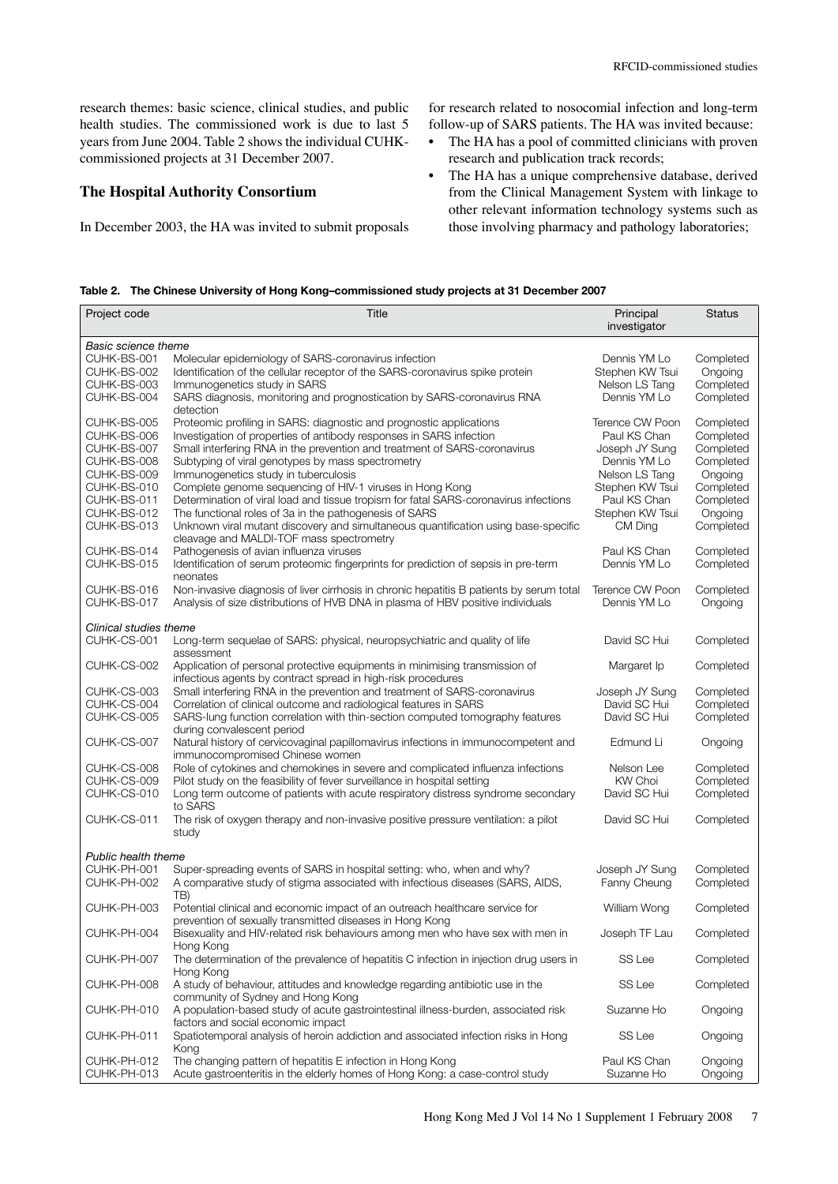research themes: basic science, clinical studies, and public health studies. The commissioned work is due to last 5 years from June 2004. Table 2 shows the individual CUHK-commissioned projects at 31 December 2007.

## The Hospital Authority Consortium

In December 2003, the HA was invited to submit proposals for research related to nosocomial infection and long-term follow-up of SARS patients. The HA was invited because:

- The HA has a pool of committed clinicians with proven research and publication track records;
- The HA has a unique comprehensive database, derived from the Clinical Management System with linkage to other relevant information technology systems such as those involving pharmacy and pathology laboratories;

**Table 2. The Chinese University of Hong Kong–commissioned study projects at 31 December 2007**

| Project code | Title | Principal investigator | Status |
|---|---|---|---|
| *Basic science theme* | | | |
| CUHK-BS-001 | Molecular epidemiology of SARS-coronavirus infection | Dennis YM Lo | Completed |
| CUHK-BS-002 | Identification of the cellular receptor of the SARS-coronavirus spike protein | Stephen KW Tsui | Ongoing |
| CUHK-BS-003 | Immunogenetics study in SARS | Nelson LS Tang | Completed |
| CUHK-BS-004 | SARS diagnosis, monitoring and prognostication by SARS-coronavirus RNA detection | Dennis YM Lo | Completed |
| CUHK-BS-005 | Proteomic profiling in SARS: diagnostic and prognostic applications | Terence CW Poon | Completed |
| CUHK-BS-006 | Investigation of properties of antibody responses in SARS infection | Paul KS Chan | Completed |
| CUHK-BS-007 | Small interfering RNA in the prevention and treatment of SARS-coronavirus | Joseph JY Sung | Completed |
| CUHK-BS-008 | Subtyping of viral genotypes by mass spectrometry | Dennis YM Lo | Completed |
| CUHK-BS-009 | Immunogenetics study in tuberculosis | Nelson LS Tang | Ongoing |
| CUHK-BS-010 | Complete genome sequencing of HIV-1 viruses in Hong Kong | Stephen KW Tsui | Completed |
| CUHK-BS-011 | Determination of viral load and tissue tropism for fatal SARS-coronavirus infections | Paul KS Chan | Completed |
| CUHK-BS-012 | The functional roles of 3a in the pathogenesis of SARS | Stephen KW Tsui | Ongoing |
| CUHK-BS-013 | Unknown viral mutant discovery and simultaneous quantification using base-specific cleavage and MALDI-TOF mass spectrometry | CM Ding | Completed |
| CUHK-BS-014 | Pathogenesis of avian influenza viruses | Paul KS Chan | Completed |
| CUHK-BS-015 | Identification of serum proteomic fingerprints for prediction of sepsis in pre-term neonates | Dennis YM Lo | Completed |
| CUHK-BS-016 | Non-invasive diagnosis of liver cirrhosis in chronic hepatitis B patients by serum total | Terence CW Poon | Completed |
| CUHK-BS-017 | Analysis of size distributions of HVB DNA in plasma of HBV positive individuals | Dennis YM Lo | Ongoing |
| *Clinical studies theme* | | | |
| CUHK-CS-001 | Long-term sequelae of SARS: physical, neuropsychiatric and quality of life assessment | David SC Hui | Completed |
| CUHK-CS-002 | Application of personal protective equipments in minimising transmission of infectious agents by contract spread in high-risk procedures | Margaret Ip | Completed |
| CUHK-CS-003 | Small interfering RNA in the prevention and treatment of SARS-coronavirus | Joseph JY Sung | Completed |
| CUHK-CS-004 | Correlation of clinical outcome and radiological features in SARS | David SC Hui | Completed |
| CUHK-CS-005 | SARS-lung function correlation with thin-section computed tomography features during convalescent period | David SC Hui | Completed |
| CUHK-CS-007 | Natural history of cervicovaginal papillomavirus infections in immunocompetent and immunocompromised Chinese women | Edmund Li | Ongoing |
| CUHK-CS-008 | Role of cytokines and chemokines in severe and complicated influenza infections | Nelson Lee | Completed |
| CUHK-CS-009 | Pilot study on the feasibility of fever surveillance in hospital setting | KW Choi | Completed |
| CUHK-CS-010 | Long term outcome of patients with acute respiratory distress syndrome secondary to SARS | David SC Hui | Completed |
| CUHK-CS-011 | The risk of oxygen therapy and non-invasive positive pressure ventilation: a pilot study | David SC Hui | Completed |
| *Public health theme* | | | |
| CUHK-PH-001 | Super-spreading events of SARS in hospital setting: who, when and why? | Joseph JY Sung | Completed |
| CUHK-PH-002 | A comparative study of stigma associated with infectious diseases (SARS, AIDS, TB) | Fanny Cheung | Completed |
| CUHK-PH-003 | Potential clinical and economic impact of an outreach healthcare service for prevention of sexually transmitted diseases in Hong Kong | William Wong | Completed |
| CUHK-PH-004 | Bisexuality and HIV-related risk behaviours among men who have sex with men in Hong Kong | Joseph TF Lau | Completed |
| CUHK-PH-007 | The determination of the prevalence of hepatitis C infection in injection drug users in Hong Kong | SS Lee | Completed |
| CUHK-PH-008 | A study of behaviour, attitudes and knowledge regarding antibiotic use in the community of Sydney and Hong Kong | SS Lee | Completed |
| CUHK-PH-010 | A population-based study of acute gastrointestinal illness-burden, associated risk factors and social economic impact | Suzanne Ho | Ongoing |
| CUHK-PH-011 | Spatiotemporal analysis of heroin addiction and associated infection risks in Hong Kong | SS Lee | Ongoing |
| CUHK-PH-012 | The changing pattern of hepatitis E infection in Hong Kong | Paul KS Chan | Ongoing |
| CUHK-PH-013 | Acute gastroenteritis in the elderly homes of Hong Kong: a case-control study | Suzanne Ho | Ongoing |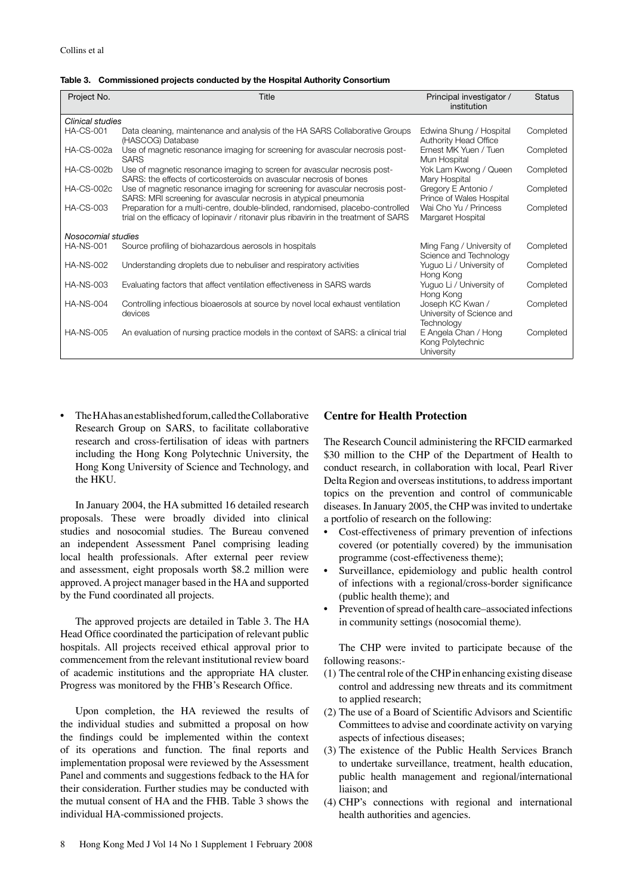**Table 3. Commissioned projects conducted by the Hospital Authority Consortium**

| Project No. | Title | Principal investigator / institution | Status |
|---|---|---|---|
| *Clinical studies* | | | |
| HA-CS-001 | Data cleaning, maintenance and analysis of the HA SARS Collaborative Groups (HASCOG) Database | Edwina Shung / Hospital Authority Head Office | Completed |
| HA-CS-002a | Use of magnetic resonance imaging for screening for avascular necrosis post-SARS | Ernest MK Yuen / Tuen Mun Hospital | Completed |
| HA-CS-002b | Use of magnetic resonance imaging to screen for avascular necrosis post-SARS: the effects of corticosteroids on avascular necrosis of bones | Yok Lam Kwong / Queen Mary Hospital | Completed |
| HA-CS-002c | Use of magnetic resonance imaging for screening for avascular necrosis post-SARS: MRI screening for avascular necrosis in atypical pneumonia | Gregory E Antonio / Prince of Wales Hospital | Completed |
| HA-CS-003 | Preparation for a multi-centre, double-blinded, randomised, placebo-controlled trial on the efficacy of lopinavir / ritonavir plus ribavirin in the treatment of SARS | Wai Cho Yu / Princess Margaret Hospital | Completed |
| *Nosocomial studies* | | | |
| HA-NS-001 | Source profiling of biohazardous aerosols in hospitals | Ming Fang / University of Science and Technology | Completed |
| HA-NS-002 | Understanding droplets due to nebuliser and respiratory activities | Yuguo Li / University of Hong Kong | Completed |
| HA-NS-003 | Evaluating factors that affect ventilation effectiveness in SARS wards | Yuguo Li / University of Hong Kong | Completed |
| HA-NS-004 | Controlling infectious bioaerosols at source by novel local exhaust ventilation devices | Joseph KC Kwan / University of Science and Technology | Completed |
| HA-NS-005 | An evaluation of nursing practice models in the context of SARS: a clinical trial | E Angela Chan / Hong Kong Polytechnic University | Completed |

- The HA has an established forum, called the Collaborative Research Group on SARS, to facilitate collaborative research and cross-fertilisation of ideas with partners including the Hong Kong Polytechnic University, the Hong Kong University of Science and Technology, and the HKU.

In January 2004, the HA submitted 16 detailed research proposals. These were broadly divided into clinical studies and nosocomial studies. The Bureau convened an independent Assessment Panel comprising leading local health professionals. After external peer review and assessment, eight proposals worth $8.2 million were approved. A project manager based in the HA and supported by the Fund coordinated all projects.

The approved projects are detailed in Table 3. The HA Head Office coordinated the participation of relevant public hospitals. All projects received ethical approval prior to commencement from the relevant institutional review board of academic institutions and the appropriate HA cluster. Progress was monitored by the FHB's Research Office.

Upon completion, the HA reviewed the results of the individual studies and submitted a proposal on how the findings could be implemented within the context of its operations and function. The final reports and implementation proposal were reviewed by the Assessment Panel and comments and suggestions fedback to the HA for their consideration. Further studies may be conducted with the mutual consent of HA and the FHB. Table 3 shows the individual HA-commissioned projects.

## Centre for Health Protection

The Research Council administering the RFCID earmarked $30 million to the CHP of the Department of Health to conduct research, in collaboration with local, Pearl River Delta Region and overseas institutions, to address important topics on the prevention and control of communicable diseases. In January 2005, the CHP was invited to undertake a portfolio of research on the following:

- Cost-effectiveness of primary prevention of infections covered (or potentially covered) by the immunisation programme (cost-effectiveness theme);
- Surveillance, epidemiology and public health control of infections with a regional/cross-border significance (public health theme); and
- Prevention of spread of health care–associated infections in community settings (nosocomial theme).

The CHP were invited to participate because of the following reasons:-

(1) The central role of the CHP in enhancing existing disease control and addressing new threats and its commitment to applied research;
(2) The use of a Board of Scientific Advisors and Scientific Committees to advise and coordinate activity on varying aspects of infectious diseases;
(3) The existence of the Public Health Services Branch to undertake surveillance, treatment, health education, public health management and regional/international liaison; and
(4) CHP's connections with regional and international health authorities and agencies.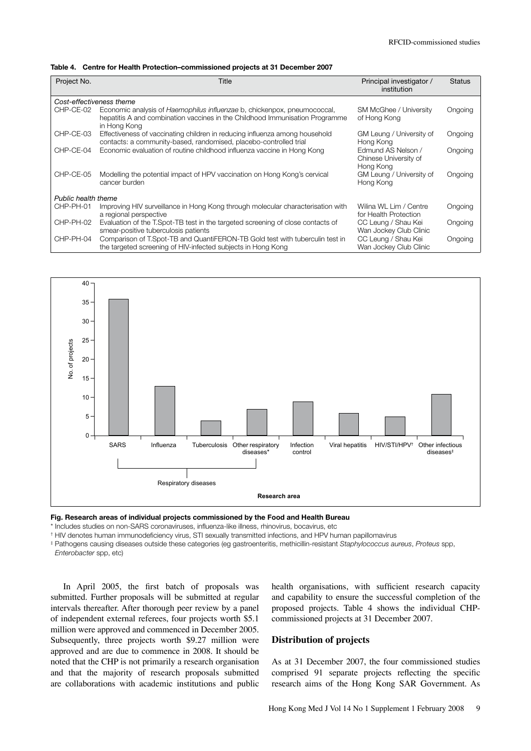**Table 4. Centre for Health Protection–commissioned projects at 31 December 2007**

| Project No. | Title | Principal investigator / institution | Status |
|---|---|---|---|
| *Cost-effectiveness theme* | | | |
| CHP-CE-02 | Economic analysis of *Haemophilus influenzae* b, chickenpox, pneumococcal, hepatitis A and combination vaccines in the Childhood Immunisation Programme in Hong Kong | SM McGhee / University of Hong Kong | Ongoing |
| CHP-CE-03 | Effectiveness of vaccinating children in reducing influenza among household contacts: a community-based, randomised, placebo-controlled trial | GM Leung / University of Hong Kong | Ongoing |
| CHP-CE-04 | Economic evaluation of routine childhood influenza vaccine in Hong Kong | Edmund AS Nelson / Chinese University of Hong Kong | Ongoing |
| CHP-CE-05 | Modelling the potential impact of HPV vaccination on Hong Kong's cervical cancer burden | GM Leung / University of Hong Kong | Ongoing |
| *Public health theme* | | | |
| CHP-PH-01 | Improving HIV surveillance in Hong Kong through molecular characterisation with a regional perspective | Wilina WL Lim / Centre for Health Protection | Ongoing |
| CHP-PH-02 | Evaluation of the T.Spot-TB test in the targeted screening of close contacts of smear-positive tuberculosis patients | CC Leung / Shau Kei Wan Jockey Club Clinic | Ongoing |
| CHP-PH-04 | Comparison of T.Spot-TB and QuantiFERON-TB Gold test with tuberculin test in the targeted screening of HIV-infected subjects in Hong Kong | CC Leung / Shau Kei Wan Jockey Club Clinic | Ongoing |

**Fig. Research areas of individual projects commissioned by the Food and Health Bureau**

\* Includes studies on non-SARS coronaviruses, influenza-like illness, rhinovirus, bocavirus, etc

† HIV denotes human immunodeficiency virus, STI sexually transmitted infections, and HPV human papillomavirus

‡ Pathogens causing diseases outside these categories (eg gastroenteritis, methicillin-resistant *Staphylococcus aureus*, *Proteus* spp, *Enterobacter* spp, etc)

In April 2005, the first batch of proposals was submitted. Further proposals will be submitted at regular intervals thereafter. After thorough peer review by a panel of independent external referees, four projects worth $5.1 million were approved and commenced in December 2005. Subsequently, three projects worth $9.27 million were approved and are due to commence in 2008. It should be noted that the CHP is not primarily a research organisation and that the majority of research proposals submitted are collaborations with academic institutions and public health organisations, with sufficient research capacity and capability to ensure the successful completion of the proposed projects. Table 4 shows the individual CHP-commissioned projects at 31 December 2007.

## Distribution of projects

As at 31 December 2007, the four commissioned studies comprised 91 separate projects reflecting the specific research aims of the Hong Kong SAR Government. As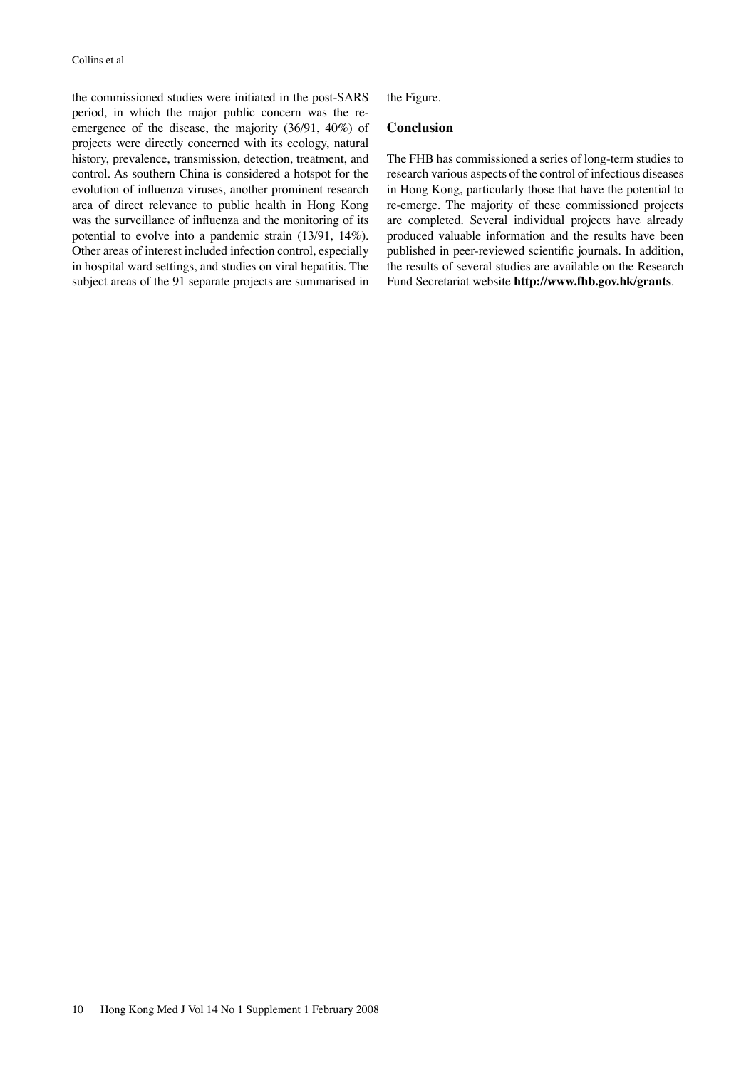the commissioned studies were initiated in the post-SARS period, in which the major public concern was the re-emergence of the disease, the majority (36/91, 40%) of projects were directly concerned with its ecology, natural history, prevalence, transmission, detection, treatment, and control. As southern China is considered a hotspot for the evolution of influenza viruses, another prominent research area of direct relevance to public health in Hong Kong was the surveillance of influenza and the monitoring of its potential to evolve into a pandemic strain (13/91, 14%). Other areas of interest included infection control, especially in hospital ward settings, and studies on viral hepatitis. The subject areas of the 91 separate projects are summarised in the Figure.

## Conclusion

The FHB has commissioned a series of long-term studies to research various aspects of the control of infectious diseases in Hong Kong, particularly those that have the potential to re-emerge. The majority of these commissioned projects are completed. Several individual projects have already produced valuable information and the results have been published in peer-reviewed scientific journals. In addition, the results of several studies are available on the Research Fund Secretariat website **http://www.fhb.gov.hk/grants**.